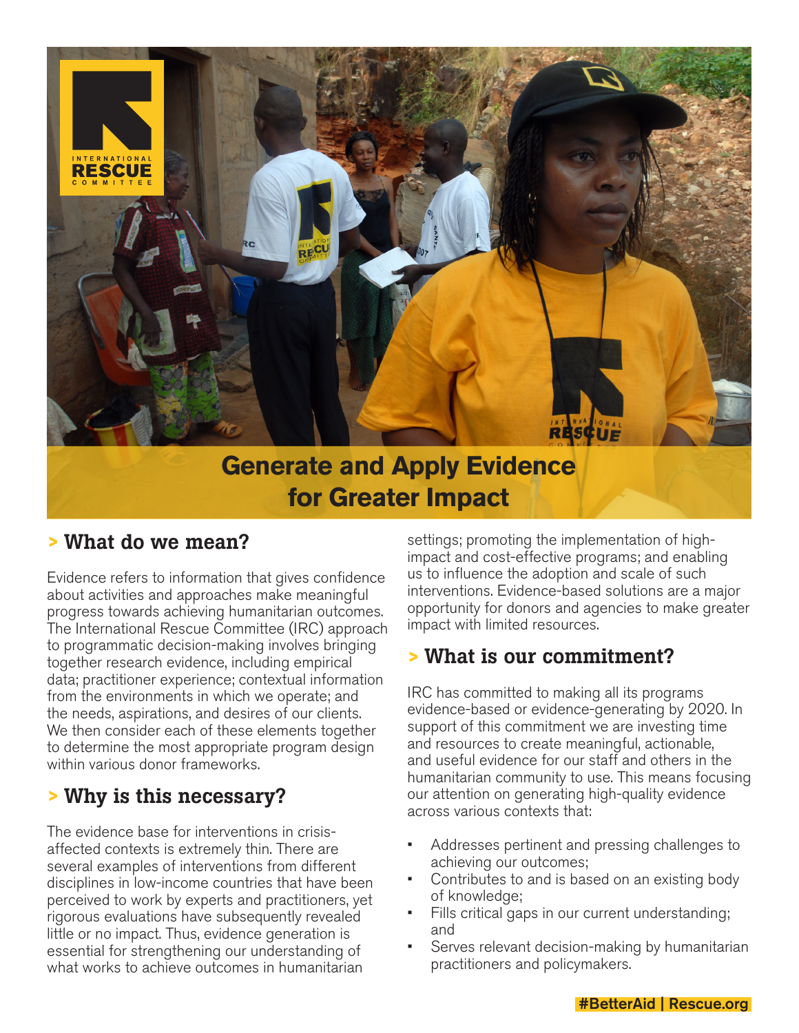# Generate and Apply Evidence for Greater Impact

## > What do we mean?

Evidence refers to information that gives confidence about activities and approaches make meaningful progress towards achieving humanitarian outcomes. The International Rescue Committee (IRC) approach to programmatic decision-making involves bringing together research evidence, including empirical data; practitioner experience; contextual information from the environments in which we operate; and the needs, aspirations, and desires of our clients. We then consider each of these elements together to determine the most appropriate program design within various donor frameworks.

## > Why is this necessary?

The evidence base for interventions in crisis-affected contexts is extremely thin. There are several examples of interventions from different disciplines in low-income countries that have been perceived to work by experts and practitioners, yet rigorous evaluations have subsequently revealed little or no impact. Thus, evidence generation is essential for strengthening our understanding of what works to achieve outcomes in humanitarian settings; promoting the implementation of high-impact and cost-effective programs; and enabling us to influence the adoption and scale of such interventions. Evidence-based solutions are a major opportunity for donors and agencies to make greater impact with limited resources.

## > What is our commitment?

IRC has committed to making all its programs evidence-based or evidence-generating by 2020. In support of this commitment we are investing time and resources to create meaningful, actionable, and useful evidence for our staff and others in the humanitarian community to use. This means focusing our attention on generating high-quality evidence across various contexts that:

- Addresses pertinent and pressing challenges to achieving our outcomes;
- Contributes to and is based on an existing body of knowledge;
- Fills critical gaps in our current understanding; and
- Serves relevant decision-making by humanitarian practitioners and policymakers.

#BetterAid | Rescue.org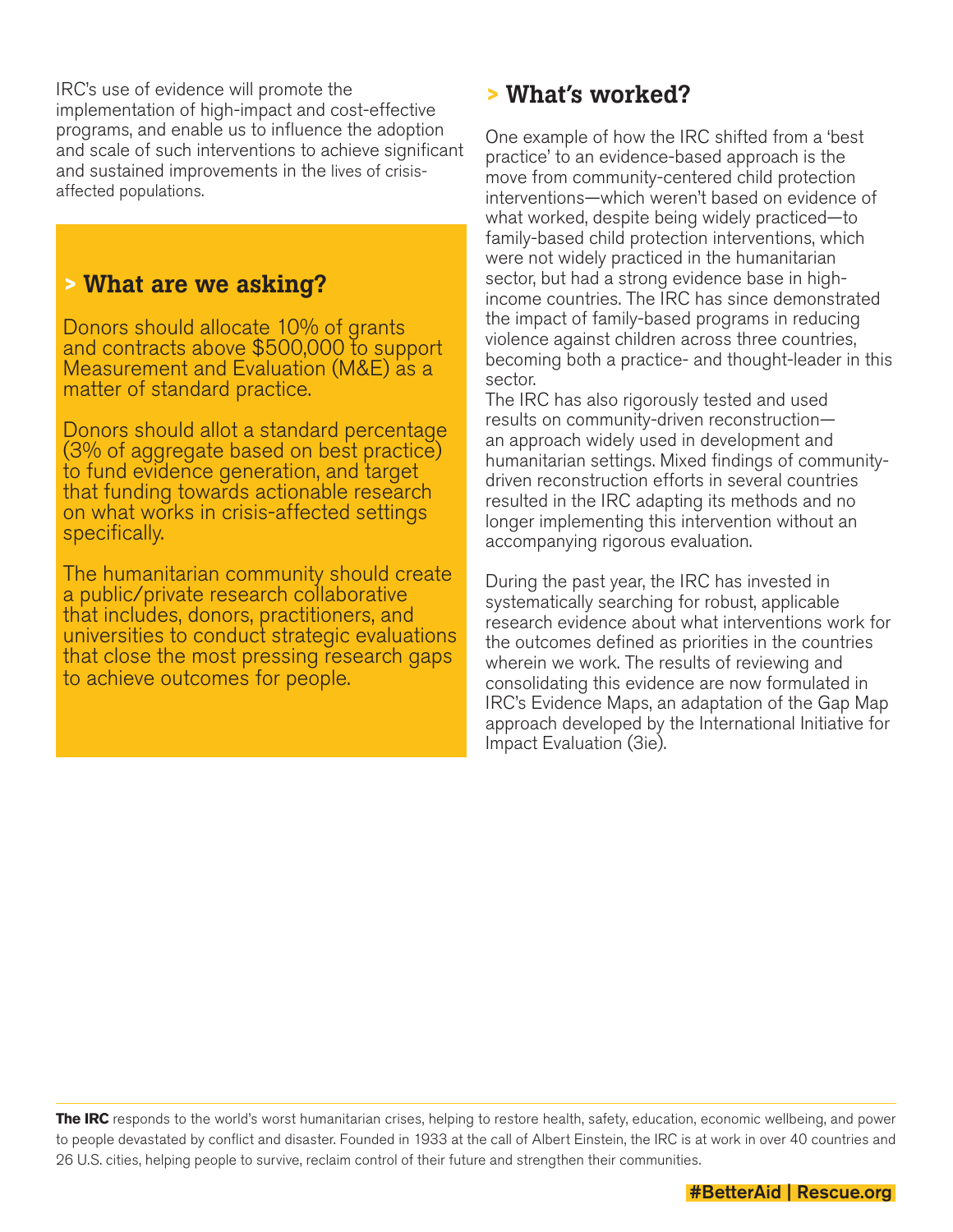IRC's use of evidence will promote the implementation of high-impact and cost-effective programs, and enable us to influence the adoption and scale of such interventions to achieve significant and sustained improvements in the lives of crisis-affected populations.

## > What are we asking?

Donors should allocate 10% of grants and contracts above $500,000 to support Measurement and Evaluation (M&E) as a matter of standard practice.

Donors should allot a standard percentage (3% of aggregate based on best practice) to fund evidence generation, and target that funding towards actionable research on what works in crisis-affected settings specifically.

The humanitarian community should create a public/private research collaborative that includes, donors, practitioners, and universities to conduct strategic evaluations that close the most pressing research gaps to achieve outcomes for people.

## > What's worked?

One example of how the IRC shifted from a 'best practice' to an evidence-based approach is the move from community-centered child protection interventions—which weren't based on evidence of what worked, despite being widely practiced—to family-based child protection interventions, which were not widely practiced in the humanitarian sector, but had a strong evidence base in high-income countries. The IRC has since demonstrated the impact of family-based programs in reducing violence against children across three countries, becoming both a practice- and thought-leader in this sector.

The IRC has also rigorously tested and used results on community-driven reconstruction—an approach widely used in development and humanitarian settings. Mixed findings of community-driven reconstruction efforts in several countries resulted in the IRC adapting its methods and no longer implementing this intervention without an accompanying rigorous evaluation.

During the past year, the IRC has invested in systematically searching for robust, applicable research evidence about what interventions work for the outcomes defined as priorities in the countries wherein we work. The results of reviewing and consolidating this evidence are now formulated in IRC's Evidence Maps, an adaptation of the Gap Map approach developed by the International Initiative for Impact Evaluation (3ie).

**The IRC** responds to the world's worst humanitarian crises, helping to restore health, safety, education, economic wellbeing, and power to people devastated by conflict and disaster. Founded in 1933 at the call of Albert Einstein, the IRC is at work in over 40 countries and 26 U.S. cities, helping people to survive, reclaim control of their future and strengthen their communities.

**#BetterAid | Rescue.org**